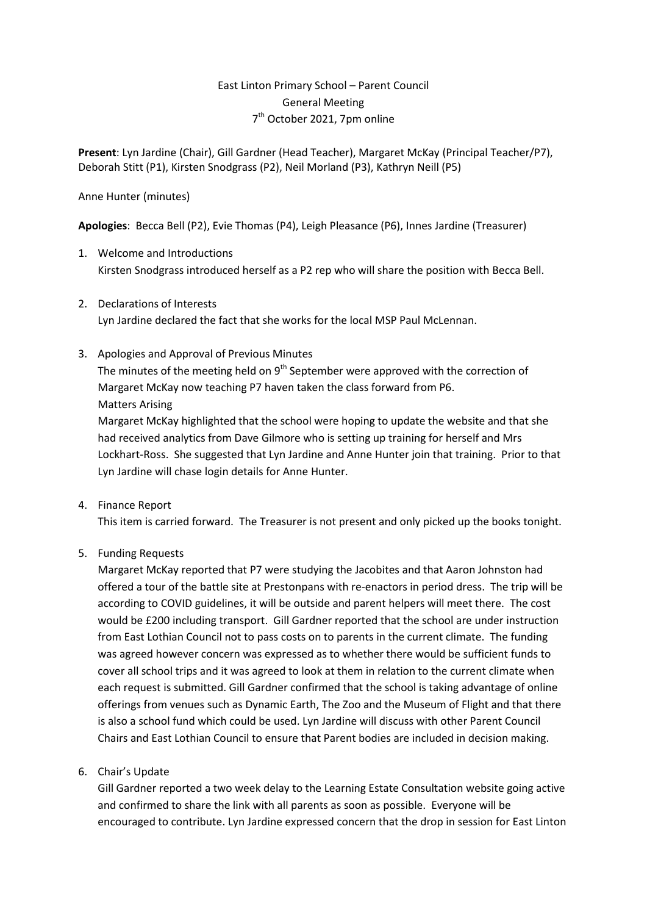East Linton Primary School – Parent Council
General Meeting
7th October 2021, 7pm online

**Present**: Lyn Jardine (Chair), Gill Gardner (Head Teacher), Margaret McKay (Principal Teacher/P7), Deborah Stitt (P1), Kirsten Snodgrass (P2), Neil Morland (P3), Kathryn Neill (P5)

Anne Hunter (minutes)

**Apologies**: Becca Bell (P2), Evie Thomas (P4), Leigh Pleasance (P6), Innes Jardine (Treasurer)

1. Welcome and Introductions
   Kirsten Snodgrass introduced herself as a P2 rep who will share the position with Becca Bell.

2. Declarations of Interests
   Lyn Jardine declared the fact that she works for the local MSP Paul McLennan.

3. Apologies and Approval of Previous Minutes
   The minutes of the meeting held on 9th September were approved with the correction of Margaret McKay now teaching P7 haven taken the class forward from P6.
   Matters Arising
   Margaret McKay highlighted that the school were hoping to update the website and that she had received analytics from Dave Gilmore who is setting up training for herself and Mrs Lockhart-Ross. She suggested that Lyn Jardine and Anne Hunter join that training. Prior to that Lyn Jardine will chase login details for Anne Hunter.

4. Finance Report
   This item is carried forward. The Treasurer is not present and only picked up the books tonight.

5. Funding Requests
   Margaret McKay reported that P7 were studying the Jacobites and that Aaron Johnston had offered a tour of the battle site at Prestonpans with re-enactors in period dress. The trip will be according to COVID guidelines, it will be outside and parent helpers will meet there. The cost would be £200 including transport. Gill Gardner reported that the school are under instruction from East Lothian Council not to pass costs on to parents in the current climate. The funding was agreed however concern was expressed as to whether there would be sufficient funds to cover all school trips and it was agreed to look at them in relation to the current climate when each request is submitted. Gill Gardner confirmed that the school is taking advantage of online offerings from venues such as Dynamic Earth, The Zoo and the Museum of Flight and that there is also a school fund which could be used. Lyn Jardine will discuss with other Parent Council Chairs and East Lothian Council to ensure that Parent bodies are included in decision making.

6. Chair's Update
   Gill Gardner reported a two week delay to the Learning Estate Consultation website going active and confirmed to share the link with all parents as soon as possible. Everyone will be encouraged to contribute. Lyn Jardine expressed concern that the drop in session for East Linton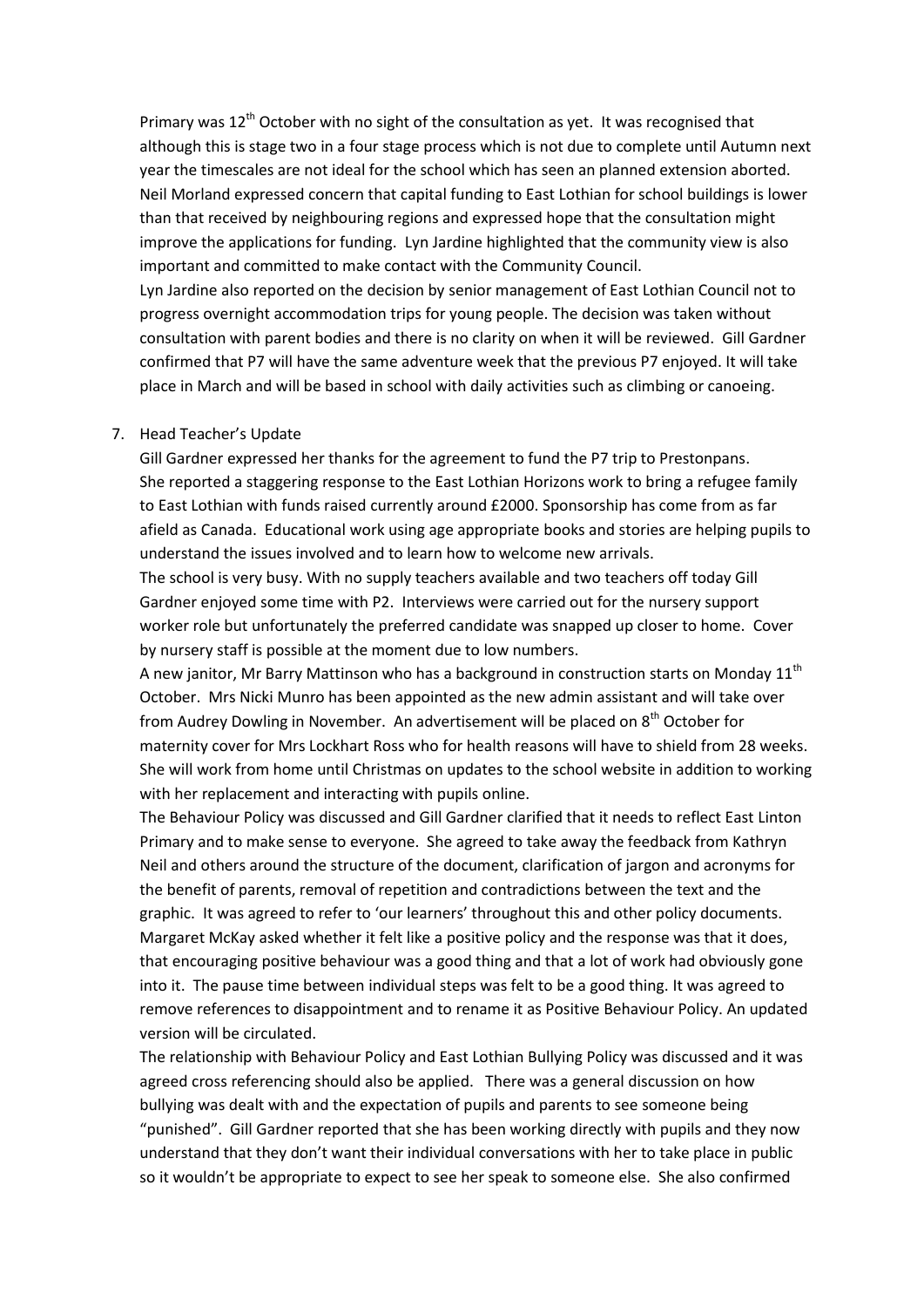Primary was 12th October with no sight of the consultation as yet. It was recognised that although this is stage two in a four stage process which is not due to complete until Autumn next year the timescales are not ideal for the school which has seen an planned extension aborted. Neil Morland expressed concern that capital funding to East Lothian for school buildings is lower than that received by neighbouring regions and expressed hope that the consultation might improve the applications for funding. Lyn Jardine highlighted that the community view is also important and committed to make contact with the Community Council.

Lyn Jardine also reported on the decision by senior management of East Lothian Council not to progress overnight accommodation trips for young people. The decision was taken without consultation with parent bodies and there is no clarity on when it will be reviewed. Gill Gardner confirmed that P7 will have the same adventure week that the previous P7 enjoyed. It will take place in March and will be based in school with daily activities such as climbing or canoeing.

7. Head Teacher's Update

Gill Gardner expressed her thanks for the agreement to fund the P7 trip to Prestonpans.
She reported a staggering response to the East Lothian Horizons work to bring a refugee family to East Lothian with funds raised currently around £2000. Sponsorship has come from as far afield as Canada. Educational work using age appropriate books and stories are helping pupils to understand the issues involved and to learn how to welcome new arrivals.

The school is very busy. With no supply teachers available and two teachers off today Gill Gardner enjoyed some time with P2. Interviews were carried out for the nursery support worker role but unfortunately the preferred candidate was snapped up closer to home. Cover by nursery staff is possible at the moment due to low numbers.

A new janitor, Mr Barry Mattinson who has a background in construction starts on Monday 11th October. Mrs Nicki Munro has been appointed as the new admin assistant and will take over from Audrey Dowling in November. An advertisement will be placed on 8th October for maternity cover for Mrs Lockhart Ross who for health reasons will have to shield from 28 weeks. She will work from home until Christmas on updates to the school website in addition to working with her replacement and interacting with pupils online.

The Behaviour Policy was discussed and Gill Gardner clarified that it needs to reflect East Linton Primary and to make sense to everyone. She agreed to take away the feedback from Kathryn Neil and others around the structure of the document, clarification of jargon and acronyms for the benefit of parents, removal of repetition and contradictions between the text and the graphic. It was agreed to refer to 'our learners' throughout this and other policy documents. Margaret McKay asked whether it felt like a positive policy and the response was that it does, that encouraging positive behaviour was a good thing and that a lot of work had obviously gone into it. The pause time between individual steps was felt to be a good thing. It was agreed to remove references to disappointment and to rename it as Positive Behaviour Policy. An updated version will be circulated.

The relationship with Behaviour Policy and East Lothian Bullying Policy was discussed and it was agreed cross referencing should also be applied. There was a general discussion on how bullying was dealt with and the expectation of pupils and parents to see someone being "punished". Gill Gardner reported that she has been working directly with pupils and they now understand that they don't want their individual conversations with her to take place in public so it wouldn't be appropriate to expect to see her speak to someone else. She also confirmed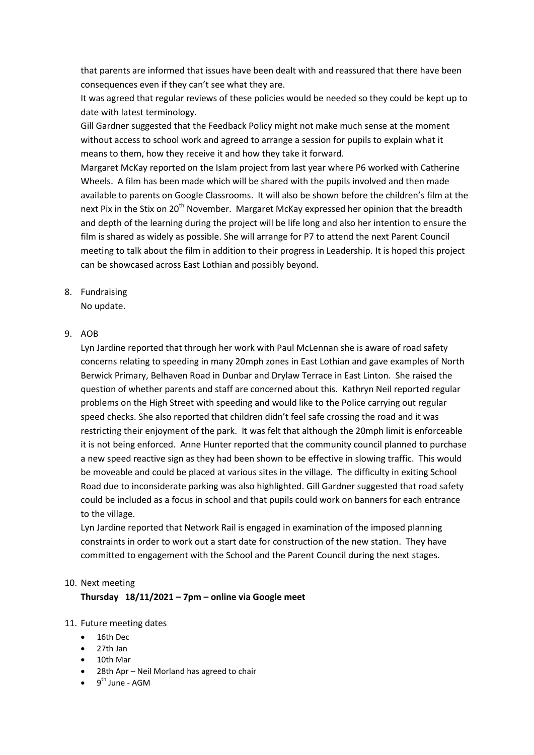that parents are informed that issues have been dealt with and reassured that there have been consequences even if they can't see what they are.

It was agreed that regular reviews of these policies would be needed so they could be kept up to date with latest terminology.

Gill Gardner suggested that the Feedback Policy might not make much sense at the moment without access to school work and agreed to arrange a session for pupils to explain what it means to them, how they receive it and how they take it forward.

Margaret McKay reported on the Islam project from last year where P6 worked with Catherine Wheels. A film has been made which will be shared with the pupils involved and then made available to parents on Google Classrooms. It will also be shown before the children's film at the next Pix in the Stix on 20th November. Margaret McKay expressed her opinion that the breadth and depth of the learning during the project will be life long and also her intention to ensure the film is shared as widely as possible. She will arrange for P7 to attend the next Parent Council meeting to talk about the film in addition to their progress in Leadership. It is hoped this project can be showcased across East Lothian and possibly beyond.

8. Fundraising

   No update.

9. AOB

   Lyn Jardine reported that through her work with Paul McLennan she is aware of road safety concerns relating to speeding in many 20mph zones in East Lothian and gave examples of North Berwick Primary, Belhaven Road in Dunbar and Drylaw Terrace in East Linton. She raised the question of whether parents and staff are concerned about this. Kathryn Neil reported regular problems on the High Street with speeding and would like to the Police carrying out regular speed checks. She also reported that children didn't feel safe crossing the road and it was restricting their enjoyment of the park. It was felt that although the 20mph limit is enforceable it is not being enforced. Anne Hunter reported that the community council planned to purchase a new speed reactive sign as they had been shown to be effective in slowing traffic. This would be moveable and could be placed at various sites in the village. The difficulty in exiting School Road due to inconsiderate parking was also highlighted. Gill Gardner suggested that road safety could be included as a focus in school and that pupils could work on banners for each entrance to the village.

   Lyn Jardine reported that Network Rail is engaged in examination of the imposed planning constraints in order to work out a start date for construction of the new station. They have committed to engagement with the School and the Parent Council during the next stages.

10. Next meeting

    **Thursday 18/11/2021 – 7pm – online via Google meet**

11. Future meeting dates

    - 16th Dec
    - 27th Jan
    - 10th Mar
    - 28th Apr – Neil Morland has agreed to chair
    - 9th June - AGM